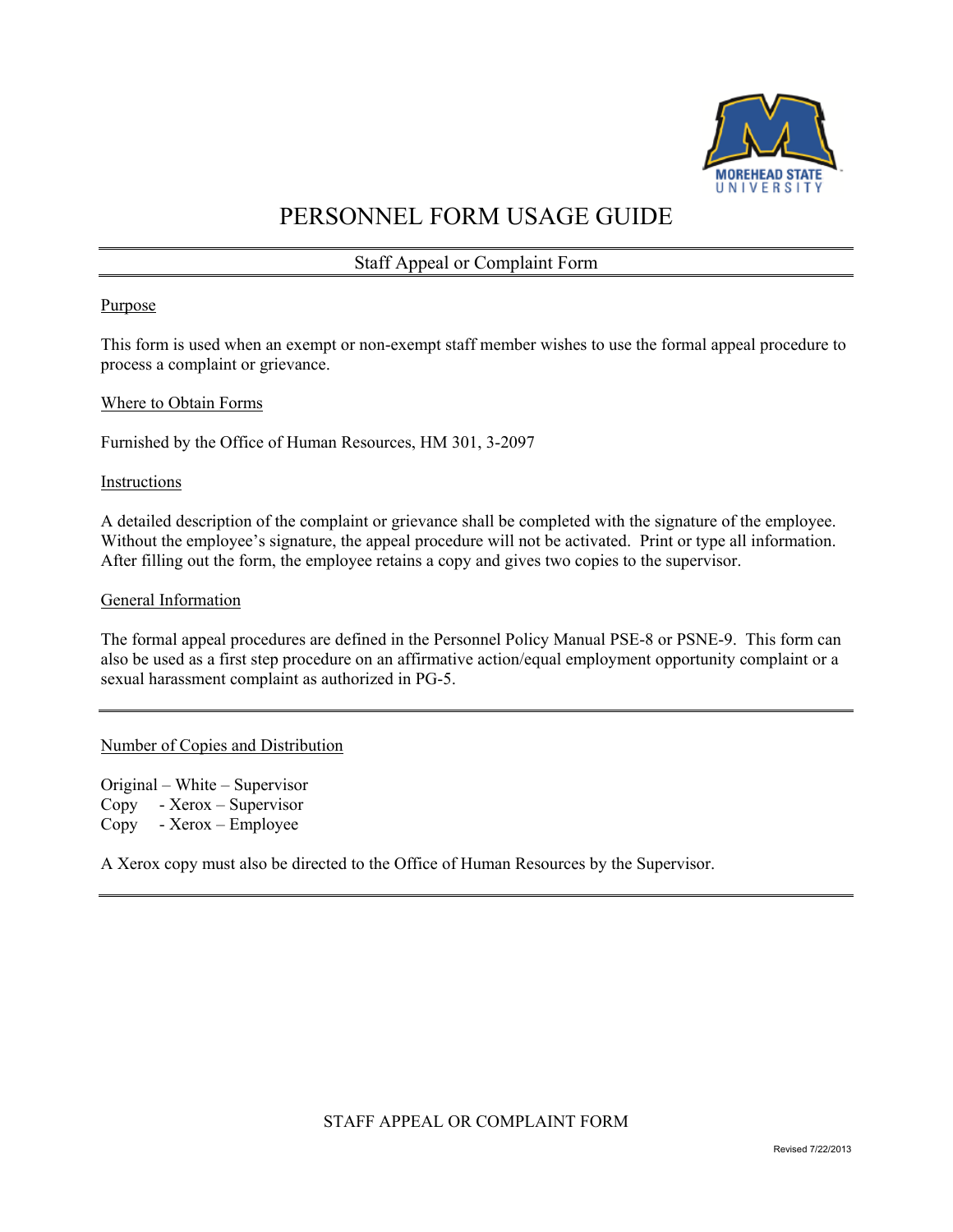# PERSONNEL FORM USAGE GUIDE

## Staff Appeal or Complaint Form

### Purpose

This form is used when an exempt or non-exempt staff member wishes to use the formal appeal procedure to process a complaint or grievance.

### Where to Obtain Forms

Furnished by the Office of Human Resources, HM 301, 3-2097

### Instructions

A detailed description of the complaint or grievance shall be completed with the signature of the employee. Without the employee's signature, the appeal procedure will not be activated. Print or type all information. After filling out the form, the employee retains a copy and gives two copies to the supervisor.

### General Information

The formal appeal procedures are defined in the Personnel Policy Manual PSE-8 or PSNE-9. This form can also be used as a first step procedure on an affirmative action/equal employment opportunity complaint or a sexual harassment complaint as authorized in PG-5.

---

### Number of Copies and Distribution

Original – White – Supervisor
Copy - Xerox – Supervisor
Copy - Xerox – Employee

A Xerox copy must also be directed to the Office of Human Resources by the Supervisor.

---

STAFF APPEAL OR COMPLAINT FORM

Revised 7/22/2013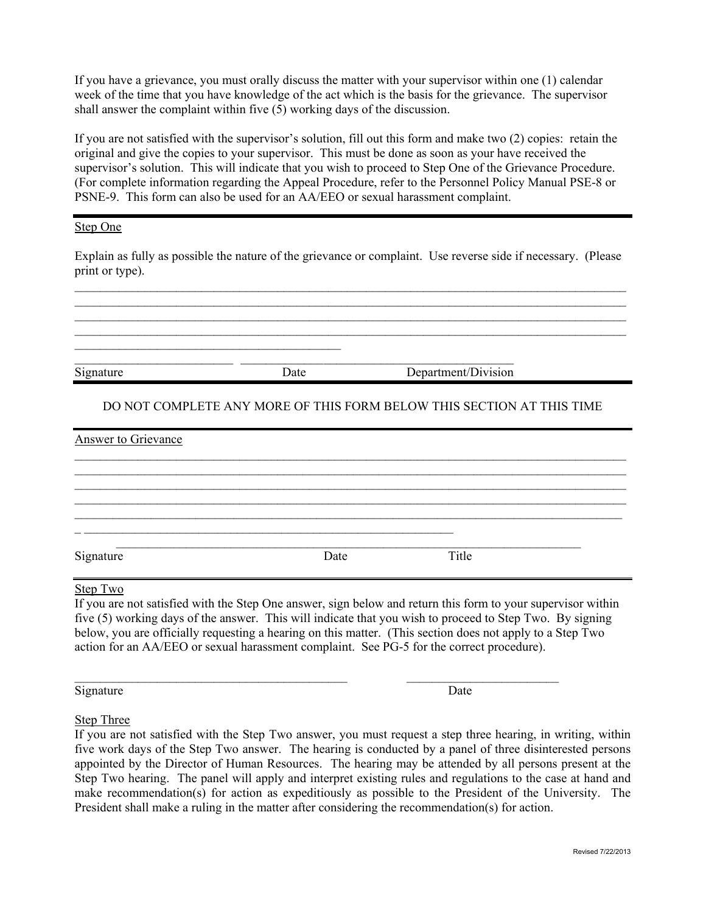If you have a grievance, you must orally discuss the matter with your supervisor within one (1) calendar week of the time that you have knowledge of the act which is the basis for the grievance. The supervisor shall answer the complaint within five (5) working days of the discussion.

If you are not satisfied with the supervisor's solution, fill out this form and make two (2) copies: retain the original and give the copies to your supervisor. This must be done as soon as your have received the supervisor's solution. This will indicate that you wish to proceed to Step One of the Grievance Procedure. (For complete information regarding the Appeal Procedure, refer to the Personnel Policy Manual PSE-8 or PSNE-9. This form can also be used for an AA/EEO or sexual harassment complaint.

---

Step One

Explain as fully as possible the nature of the grievance or complaint. Use reverse side if necessary. (Please print or type).

______________________________________________________________________________
______________________________________________________________________________
______________________________________________________________________________
______________________________________________________________________________
______________________________________

_________________________ _________________________________________

Signature Date Department/Division

---

DO NOT COMPLETE ANY MORE OF THIS FORM BELOW THIS SECTION AT THIS TIME

---

Answer to Grievance

______________________________________________________________________________
______________________________________________________________________________
______________________________________________________________________________
______________________________________________________________________________
______________________________________________________________________________
_ ________________________________________________________

______________________________________________________________________

Signature Date Title

---

Step Two

If you are not satisfied with the Step One answer, sign below and return this form to your supervisor within five (5) working days of the answer. This will indicate that you wish to proceed to Step Two. By signing below, you are officially requesting a hearing on this matter. (This section does not apply to a Step Two action for an AA/EEO or sexual harassment complaint. See PG-5 for the correct procedure).

_________________________________________ _______________________

Signature Date

Step Three

If you are not satisfied with the Step Two answer, you must request a step three hearing, in writing, within five work days of the Step Two answer. The hearing is conducted by a panel of three disinterested persons appointed by the Director of Human Resources. The hearing may be attended by all persons present at the Step Two hearing. The panel will apply and interpret existing rules and regulations to the case at hand and make recommendation(s) for action as expeditiously as possible to the President of the University. The President shall make a ruling in the matter after considering the recommendation(s) for action.

Revised 7/22/2013